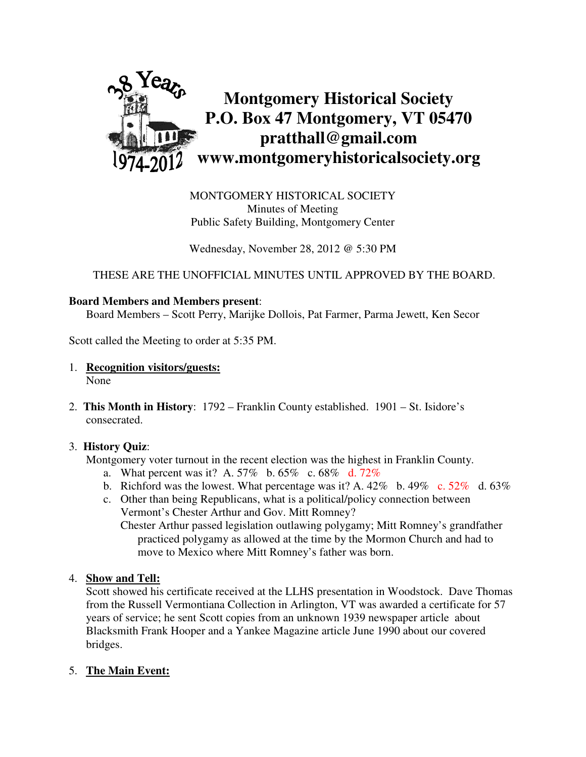# Montgomery Historical Society
# P.O. Box 47 Montgomery, VT 05470
# pratthall@gmail.com
# www.montgomeryhistoricalsociety.org

38 Years 1974-2012

MONTGOMERY HISTORICAL SOCIETY
Minutes of Meeting
Public Safety Building, Montgomery Center

Wednesday, November 28, 2012 @ 5:30 PM

THESE ARE THE UNOFFICIAL MINUTES UNTIL APPROVED BY THE BOARD.

**Board Members and Members present**:
Board Members – Scott Perry, Marijke Dollois, Pat Farmer, Parma Jewett, Ken Secor

Scott called the Meeting to order at 5:35 PM.

1. **Recognition visitors/guests:**
   None

2. **This Month in History**: 1792 – Franklin County established. 1901 – St. Isidore's consecrated.

3. **History Quiz**:
   Montgomery voter turnout in the recent election was the highest in Franklin County.
   a. What percent was it? A. 57% b. 65% c. 68% d. 72%
   b. Richford was the lowest. What percentage was it? A. 42% b. 49% c. 52% d. 63%
   c. Other than being Republicans, what is a political/policy connection between Vermont's Chester Arthur and Gov. Mitt Romney?
      Chester Arthur passed legislation outlawing polygamy; Mitt Romney's grandfather practiced polygamy as allowed at the time by the Mormon Church and had to move to Mexico where Mitt Romney's father was born.

4. **Show and Tell:**
   Scott showed his certificate received at the LLHS presentation in Woodstock. Dave Thomas from the Russell Vermontiana Collection in Arlington, VT was awarded a certificate for 57 years of service; he sent Scott copies from an unknown 1939 newspaper article about Blacksmith Frank Hooper and a Yankee Magazine article June 1990 about our covered bridges.

5. **The Main Event:**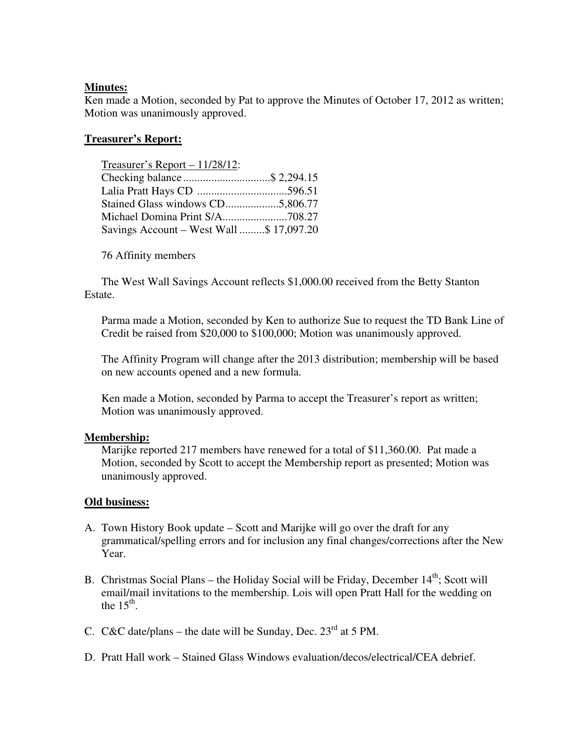**Minutes:**

Ken made a Motion, seconded by Pat to approve the Minutes of October 17, 2012 as written; Motion was unanimously approved.

**Treasurer's Report:**

Treasurer's Report – 11/28/12:
Checking balance ...............................$ 2,294.15
Lalia Pratt Hays CD ................................596.51
Stained Glass windows CD...................5,806.77
Michael Domina Print S/A.......................708.27
Savings Account – West Wall .........$ 17,097.20

76 Affinity members

The West Wall Savings Account reflects $1,000.00 received from the Betty Stanton Estate.

Parma made a Motion, seconded by Ken to authorize Sue to request the TD Bank Line of Credit be raised from $20,000 to $100,000; Motion was unanimously approved.

The Affinity Program will change after the 2013 distribution; membership will be based on new accounts opened and a new formula.

Ken made a Motion, seconded by Parma to accept the Treasurer's report as written; Motion was unanimously approved.

**Membership:**

Marijke reported 217 members have renewed for a total of $11,360.00. Pat made a Motion, seconded by Scott to accept the Membership report as presented; Motion was unanimously approved.

**Old business:**

A. Town History Book update – Scott and Marijke will go over the draft for any grammatical/spelling errors and for inclusion any final changes/corrections after the New Year.

B. Christmas Social Plans – the Holiday Social will be Friday, December 14th; Scott will email/mail invitations to the membership. Lois will open Pratt Hall for the wedding on the 15th.

C. C&C date/plans – the date will be Sunday, Dec. 23rd at 5 PM.

D. Pratt Hall work – Stained Glass Windows evaluation/decos/electrical/CEA debrief.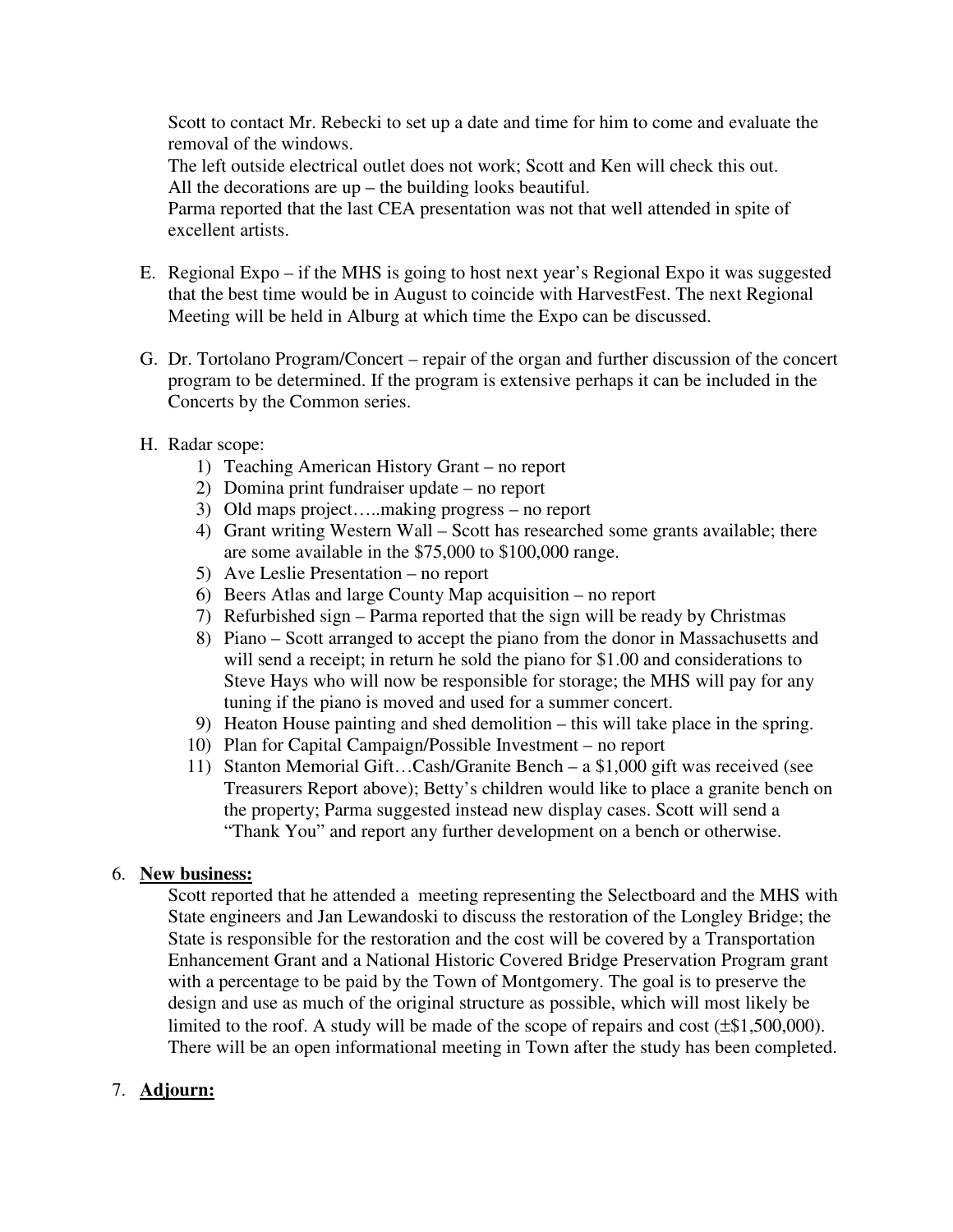Scott to contact Mr. Rebecki to set up a date and time for him to come and evaluate the removal of the windows.
The left outside electrical outlet does not work; Scott and Ken will check this out.
All the decorations are up – the building looks beautiful.
Parma reported that the last CEA presentation was not that well attended in spite of excellent artists.

E. Regional Expo – if the MHS is going to host next year's Regional Expo it was suggested that the best time would be in August to coincide with HarvestFest. The next Regional Meeting will be held in Alburg at which time the Expo can be discussed.

G. Dr. Tortolano Program/Concert – repair of the organ and further discussion of the concert program to be determined. If the program is extensive perhaps it can be included in the Concerts by the Common series.

H. Radar scope:
   1) Teaching American History Grant – no report
   2) Domina print fundraiser update – no report
   3) Old maps project…..making progress – no report
   4) Grant writing Western Wall – Scott has researched some grants available; there are some available in the $75,000 to $100,000 range.
   5) Ave Leslie Presentation – no report
   6) Beers Atlas and large County Map acquisition – no report
   7) Refurbished sign – Parma reported that the sign will be ready by Christmas
   8) Piano – Scott arranged to accept the piano from the donor in Massachusetts and will send a receipt; in return he sold the piano for $1.00 and considerations to Steve Hays who will now be responsible for storage; the MHS will pay for any tuning if the piano is moved and used for a summer concert.
   9) Heaton House painting and shed demolition – this will take place in the spring.
   10) Plan for Capital Campaign/Possible Investment – no report
   11) Stanton Memorial Gift…Cash/Granite Bench – a $1,000 gift was received (see Treasurers Report above); Betty's children would like to place a granite bench on the property; Parma suggested instead new display cases. Scott will send a "Thank You" and report any further development on a bench or otherwise.

6. **New business:**

   Scott reported that he attended a meeting representing the Selectboard and the MHS with State engineers and Jan Lewandoski to discuss the restoration of the Longley Bridge; the State is responsible for the restoration and the cost will be covered by a Transportation Enhancement Grant and a National Historic Covered Bridge Preservation Program grant with a percentage to be paid by the Town of Montgomery. The goal is to preserve the design and use as much of the original structure as possible, which will most likely be limited to the roof. A study will be made of the scope of repairs and cost (±$1,500,000). There will be an open informational meeting in Town after the study has been completed.

7. **Adjourn:**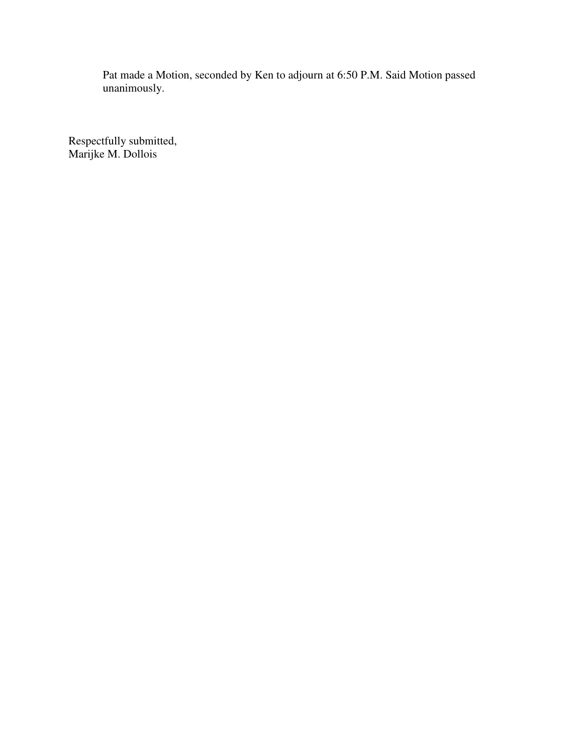Pat made a Motion, seconded by Ken to adjourn at 6:50 P.M. Said Motion passed unanimously.

Respectfully submitted,
Marijke M. Dollois